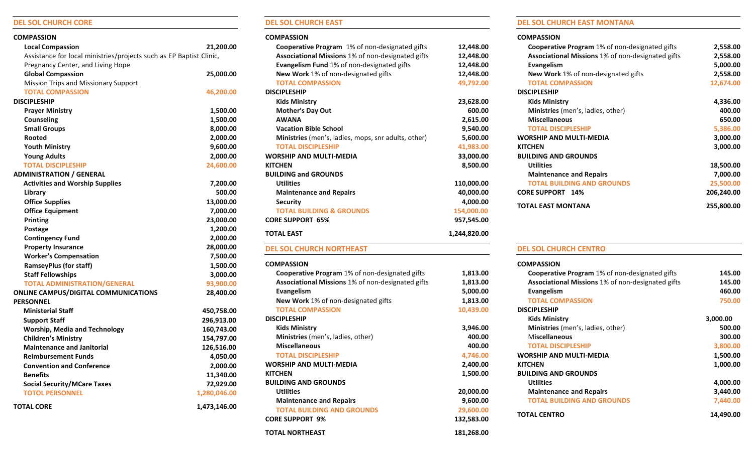## DEL SOL CHURCH CORE

| COMPASSION | |
|---|---|
| **Local Compassion** | **21,200.00** |
| Assistance for local ministries/projects such as EP Baptist Clinic, Pregnancy Center, and Living Hope | |
| **Global Compassion** | **25,000.00** |
| Mission Trips and Missionary Support | |
| **TOTAL COMPASSION** | **46,200.00** |
| **DISCIPLESHIP** | |
| **Prayer Ministry** | **1,500.00** |
| **Counseling** | **1,500.00** |
| **Small Groups** | **8,000.00** |
| **Rooted** | **2,000.00** |
| **Youth Ministry** | **9,600.00** |
| **Young Adults** | **2,000.00** |
| **TOTAL DISCIPLESHIP** | **24,600.00** |
| **ADMINISTRATION / GENERAL** | |
| **Activities and Worship Supplies** | **7,200.00** |
| **Library** | **500.00** |
| **Office Supplies** | **13,000.00** |
| **Office Equipment** | **7,000.00** |
| **Printing** | **23,000.00** |
| **Postage** | **1,200.00** |
| **Contingency Fund** | **2,000.00** |
| **Property Insurance** | **28,000.00** |
| **Worker's Compensation** | **7,500.00** |
| **RamseyPlus (for staff)** | **1,500.00** |
| **Staff Fellowships** | **3,000.00** |
| **TOTAL ADMINISTRATION/GENERAL** | **93,900.00** |
| **ONLINE CAMPUS/DIGITAL COMMUNICATIONS** | **28,400.00** |
| **PERSONNEL** | |
| **Ministerial Staff** | **450,758.00** |
| **Support Staff** | **296,913.00** |
| **Worship, Media and Technology** | **160,743.00** |
| **Children's Ministry** | **154,797.00** |
| **Maintenance and Janitorial** | **126,516.00** |
| **Reimbursement Funds** | **4,050.00** |
| **Convention and Conference** | **2,000.00** |
| **Benefits** | **11,340.00** |
| **Social Security/MCare Taxes** | **72,929.00** |
| **TOTOL PERSONNEL** | **1,280,046.00** |
| **TOTAL CORE** | **1,473,146.00** |

## DEL SOL CHURCH EAST

| COMPASSION | |
|---|---|
| **Cooperative Program** 1% of non-designated gifts | **12,448.00** |
| **Associational Missions** 1% of non-designated gifts | **12,448.00** |
| **Evangelism Fund** 1% of non-designated gifts | **12,448.00** |
| **New Work** 1% of non-designated gifts | **12,448.00** |
| **TOTAL COMPASSION** | **49,792.00** |
| **DISCIPLESHIP** | |
| **Kids Ministry** | **23,628.00** |
| **Mother's Day Out** | **600.00** |
| **AWANA** | **2,615.00** |
| **Vacation Bible School** | **9,540.00** |
| **Ministries** (men's, ladies, mops, snr adults, other) | **5,600.00** |
| **TOTAL DISCIPLESHIP** | **41,983.00** |
| **WORSHIP AND MULTI-MEDIA** | **33,000.00** |
| **KITCHEN** | **8,500.00** |
| **BUILDING and GROUNDS** | |
| **Utilities** | **110,000.00** |
| **Maintenance and Repairs** | **40,000.00** |
| **Security** | **4,000.00** |
| **TOTAL BUILDING & GROUNDS** | **154,000.00** |
| **CORE SUPPORT 65%** | **957,545.00** |
| **TOTAL EAST** | **1,244,820.00** |

## DEL SOL CHURCH NORTHEAST

| COMPASSION | |
|---|---|
| **Cooperative Program** 1% of non-designated gifts | **1,813.00** |
| **Associational Missions** 1% of non-designated gifts | **1,813.00** |
| **Evangelism** | **5,000.00** |
| **New Work** 1% of non-designated gifts | **1,813.00** |
| **TOTAL COMPASSION** | **10,439.00** |
| **DISCIPLESHIP** | |
| **Kids Ministry** | **3,946.00** |
| **Ministries** (men's, ladies, other) | **400.00** |
| **Miscellaneous** | **400.00** |
| **TOTAL DISCIPLESHIP** | **4,746.00** |
| **WORSHIP AND MULTI-MEDIA** | **2,400.00** |
| **KITCHEN** | **1,500.00** |
| **BUILDING AND GROUNDS** | |
| **Utilities** | **20,000.00** |
| **Maintenance and Repairs** | **9,600.00** |
| **TOTAL BUILDING AND GROUNDS** | **29,600.00** |
| **CORE SUPPORT 9%** | **132,583.00** |
| **TOTAL NORTHEAST** | **181,268.00** |

## DEL SOL CHURCH EAST MONTANA

| COMPASSION | |
|---|---|
| **Cooperative Program** 1% of non-designated gifts | **2,558.00** |
| **Associational Missions** 1% of non-designated gifts | **2,558.00** |
| **Evangelism** | **5,000.00** |
| **New Work** 1% of non-designated gifts | **2,558.00** |
| **TOTAL COMPASSION** | **12,674.00** |
| **DISCIPLESHIP** | |
| **Kids Ministry** | **4,336.00** |
| **Ministries** (men's, ladies, other) | **400.00** |
| **Miscellaneous** | **650.00** |
| **TOTAL DISCIPLESHIP** | **5,386.00** |
| **WORSHIP AND MULTI-MEDIA** | **3,000.00** |
| **KITCHEN** | **3,000.00** |
| **BUILDING AND GROUNDS** | |
| **Utilities** | **18,500.00** |
| **Maintenance and Repairs** | **7,000.00** |
| **TOTAL BUILDING AND GROUNDS** | **25,500.00** |
| **CORE SUPPORT 14%** | **206,240.00** |
| **TOTAL EAST MONTANA** | **255,800.00** |

## DEL SOL CHURCH CENTRO

| COMPASSION | |
|---|---|
| **Cooperative Program** 1% of non-designated gifts | **145.00** |
| **Associational Missions** 1% of non-designated gifts | **145.00** |
| **Evangelism** | **460.00** |
| **TOTAL COMPASSION** | **750.00** |
| **DISCIPLESHIP** | |
| **Kids Ministry** | **3,000.00** |
| **Ministries** (men's, ladies, other) | **500.00** |
| Miscellaneous | **300.00** |
| **TOTAL DISCIPLESHIP** | **3,800.00** |
| **WORSHIP AND MULTI-MEDIA** | **1,500.00** |
| **KITCHEN** | **1,000.00** |
| **BUILDING AND GROUNDS** | |
| **Utilities** | **4,000.00** |
| **Maintenance and Repairs** | **3,440.00** |
| **TOTAL BUILDING AND GROUNDS** | **7,440.00** |
| **TOTAL CENTRO** | **14,490.00** |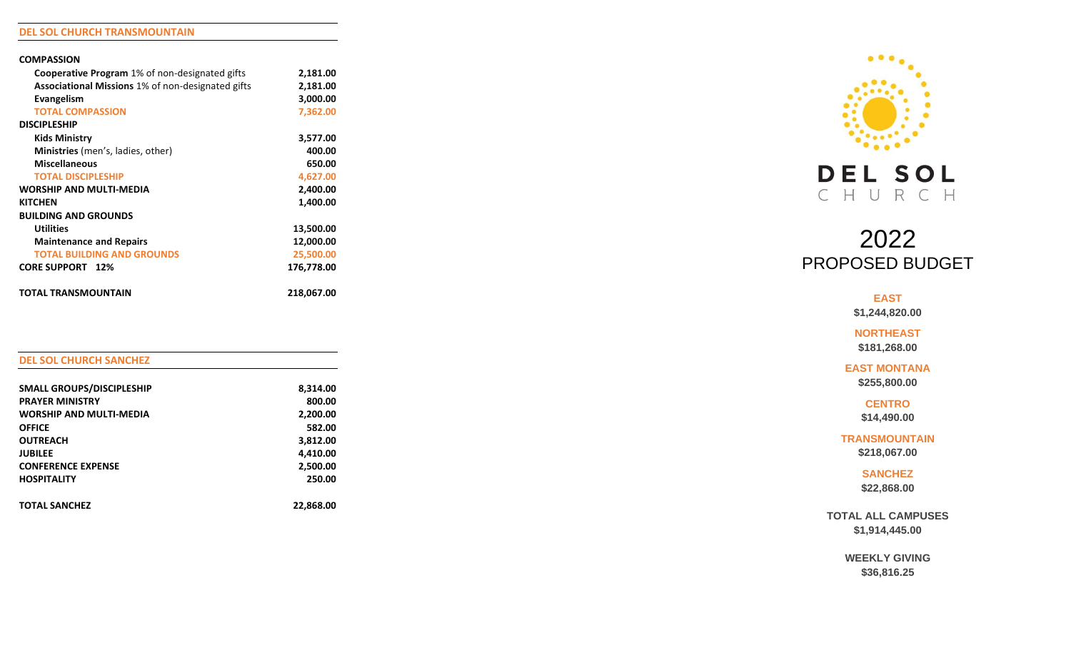## DEL SOL CHURCH TRANSMOUNTAIN

| | |
|---|---|
| **COMPASSION** | |
| **Cooperative Program** 1% of non-designated gifts | 2,181.00 |
| **Associational Missions** 1% of non-designated gifts | 2,181.00 |
| **Evangelism** | 3,000.00 |
| **TOTAL COMPASSION** | 7,362.00 |
| **DISCIPLESHIP** | |
| **Kids Ministry** | 3,577.00 |
| **Ministries** (men's, ladies, other) | 400.00 |
| **Miscellaneous** | 650.00 |
| **TOTAL DISCIPLESHIP** | 4,627.00 |
| **WORSHIP AND MULTI-MEDIA** | 2,400.00 |
| **KITCHEN** | 1,400.00 |
| **BUILDING AND GROUNDS** | |
| **Utilities** | 13,500.00 |
| **Maintenance and Repairs** | 12,000.00 |
| **TOTAL BUILDING AND GROUNDS** | 25,500.00 |
| **CORE SUPPORT 12%** | 176,778.00 |
| **TOTAL TRANSMOUNTAIN** | 218,067.00 |

## DEL SOL CHURCH SANCHEZ

| | |
|---|---|
| **SMALL GROUPS/DISCIPLESHIP** | 8,314.00 |
| **PRAYER MINISTRY** | 800.00 |
| **WORSHIP AND MULTI-MEDIA** | 2,200.00 |
| **OFFICE** | 582.00 |
| **OUTREACH** | 3,812.00 |
| **JUBILEE** | 4,410.00 |
| **CONFERENCE EXPENSE** | 2,500.00 |
| **HOSPITALITY** | 250.00 |
| **TOTAL SANCHEZ** | 22,868.00 |

DEL SOL CHURCH

# 2022 PROPOSED BUDGET

**EAST**
**$1,244,820.00**

**NORTHEAST**
**$181,268.00**

**EAST MONTANA**
**$255,800.00**

**CENTRO**
**$14,490.00**

**TRANSMOUNTAIN**
**$218,067.00**

**SANCHEZ**
**$22,868.00**

**TOTAL ALL CAMPUSES**
**$1,914,445.00**

**WEEKLY GIVING**
**$36,816.25**